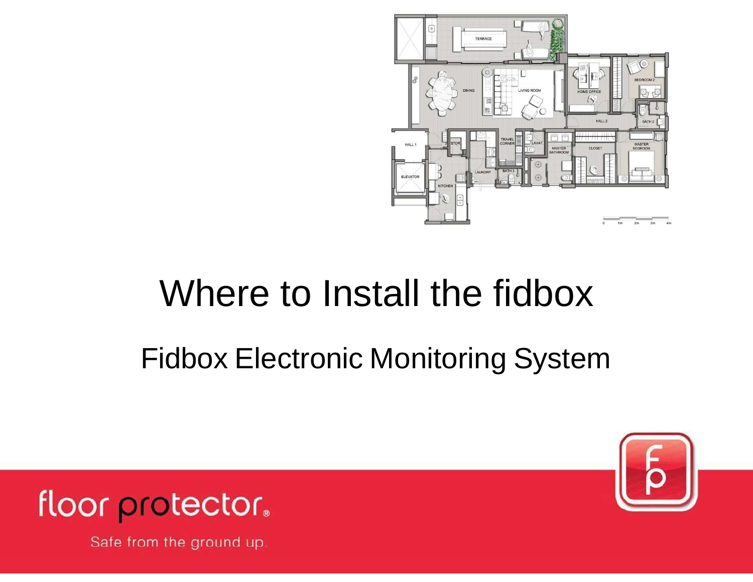# Where to Install the fidbox

## Fidbox Electronic Monitoring System

floor protector®

Safe from the ground up.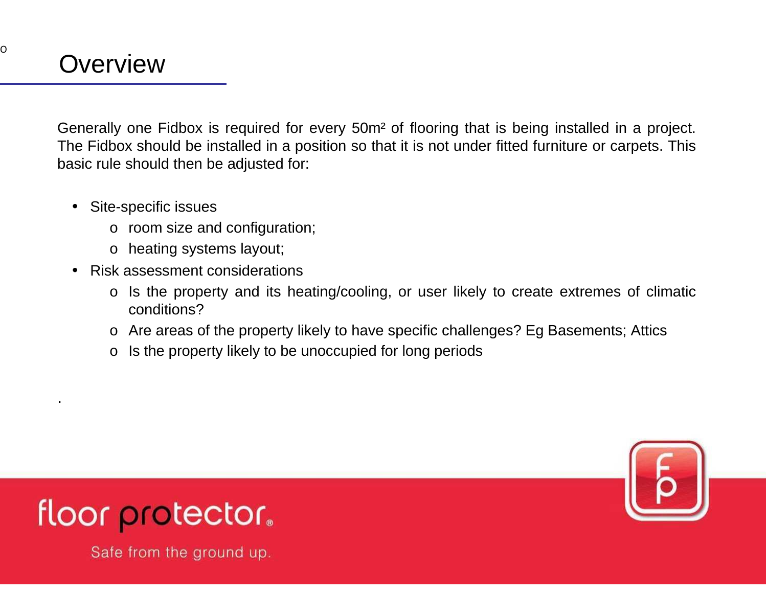# Overview

Generally one Fidbox is required for every 50m² of flooring that is being installed in a project. The Fidbox should be installed in a position so that it is not under fitted furniture or carpets. This basic rule should then be adjusted for:

- Site-specific issues
  - room size and configuration;
  - heating systems layout;
- Risk assessment considerations
  - Is the property and its heating/cooling, or user likely to create extremes of climatic conditions?
  - Are areas of the property likely to have specific challenges? Eg Basements; Attics
  - Is the property likely to be unoccupied for long periods

.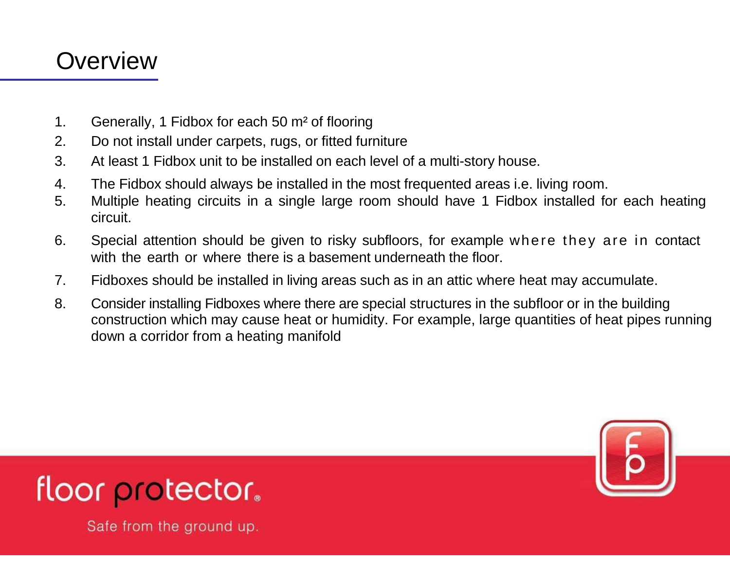# Overview

1. Generally, 1 Fidbox for each 50 m² of flooring
2. Do not install under carpets, rugs, or fitted furniture
3. At least 1 Fidbox unit to be installed on each level of a multi-story house.
4. The Fidbox should always be installed in the most frequented areas i.e. living room.
5. Multiple heating circuits in a single large room should have 1 Fidbox installed for each heating circuit.
6. Special attention should be given to risky subfloors, for example where they are in contact with the earth or where there is a basement underneath the floor.
7. Fidboxes should be installed in living areas such as in an attic where heat may accumulate.
8. Consider installing Fidboxes where there are special structures in the subfloor or in the building construction which may cause heat or humidity. For example, large quantities of heat pipes running down a corridor from a heating manifold

floor protector®

Safe from the ground up.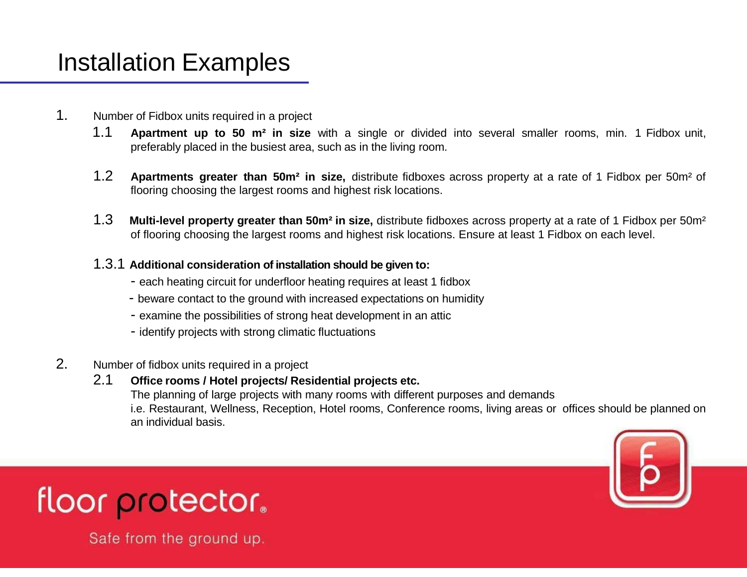# Installation Examples

1. Number of Fidbox units required in a project

   1.1 **Apartment up to 50 m² in size** with a single or divided into several smaller rooms, min. 1 Fidbox unit, preferably placed in the busiest area, such as in the living room.

   1.2 **Apartments greater than 50m² in size,** distribute fidboxes across property at a rate of 1 Fidbox per 50m² of flooring choosing the largest rooms and highest risk locations.

   1.3 **Multi-level property greater than 50m² in size,** distribute fidboxes across property at a rate of 1 Fidbox per 50m² of flooring choosing the largest rooms and highest risk locations. Ensure at least 1 Fidbox on each level.

   1.3.1 **Additional consideration of installation should be given to:**

   - each heating circuit for underfloor heating requires at least 1 fidbox
   - beware contact to the ground with increased expectations on humidity
   - examine the possibilities of strong heat development in an attic
   - identify projects with strong climatic fluctuations

2. Number of fidbox units required in a project

   2.1 **Office rooms / Hotel projects/ Residential projects etc.**
   The planning of large projects with many rooms with different purposes and demands i.e. Restaurant, Wellness, Reception, Hotel rooms, Conference rooms, living areas or offices should be planned on an individual basis.

floor protector.

Safe from the ground up.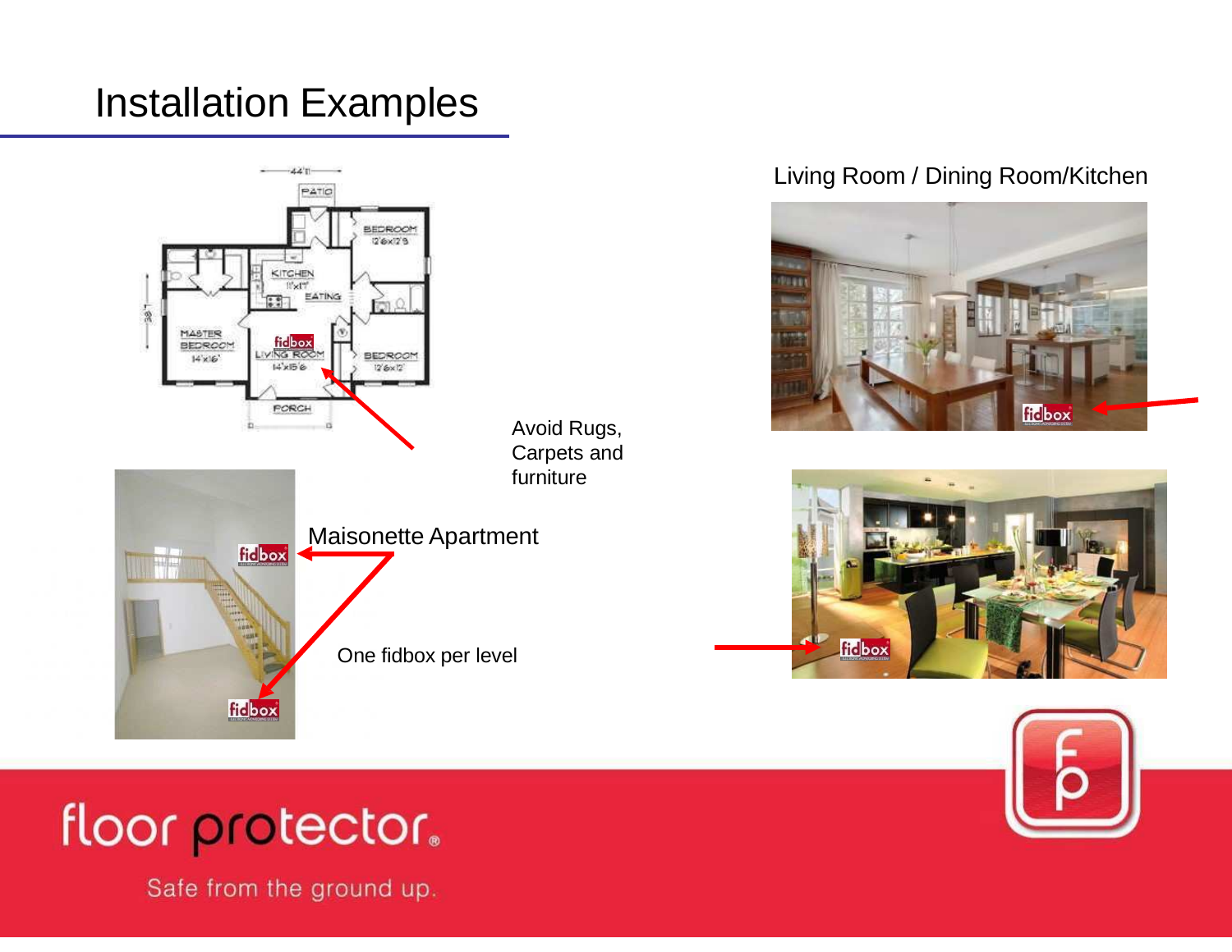# Installation Examples

Living Room / Dining Room/Kitchen

Avoid Rugs, Carpets and furniture

Maisonette Apartment

One fidbox per level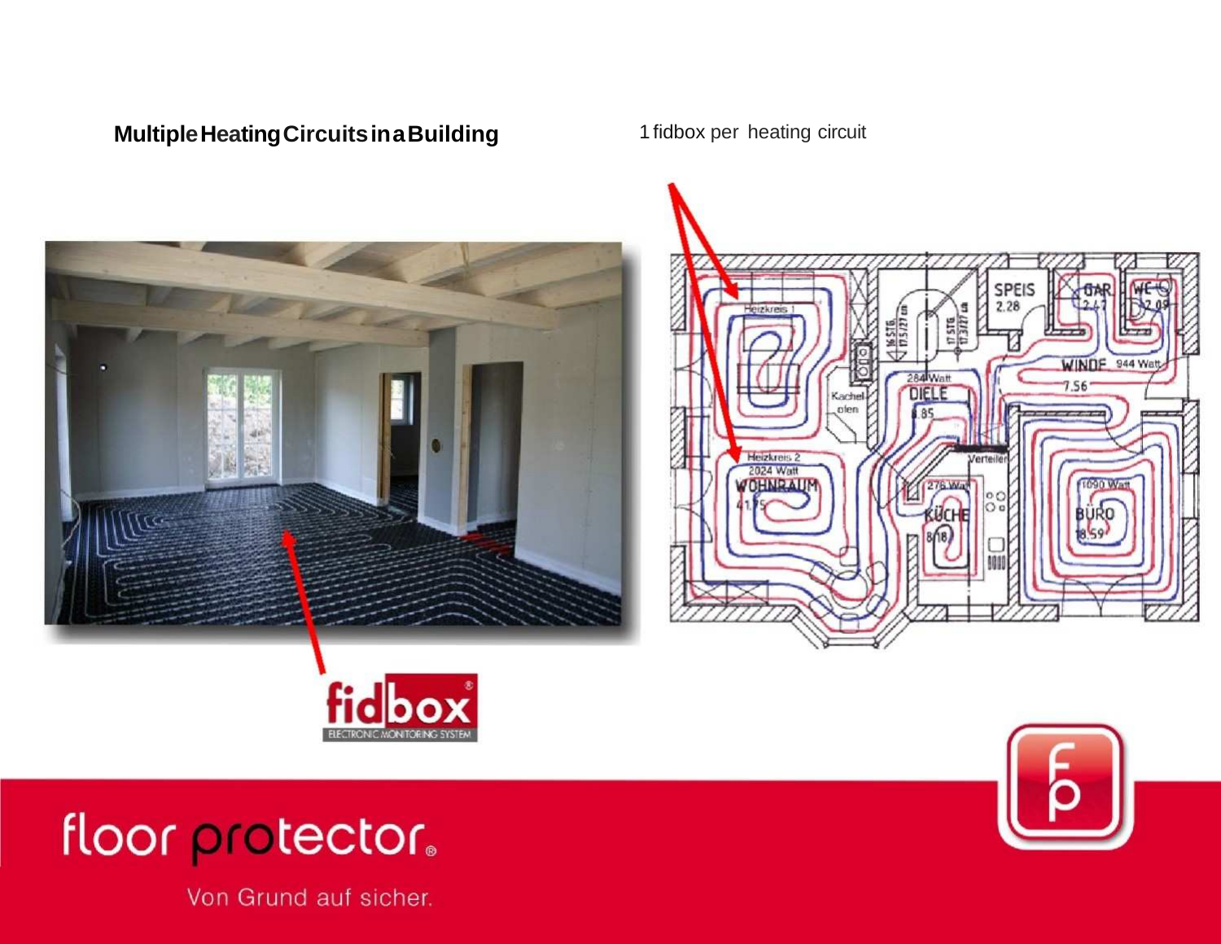## Multiple Heating Circuits in a Building

1 fidbox per heating circuit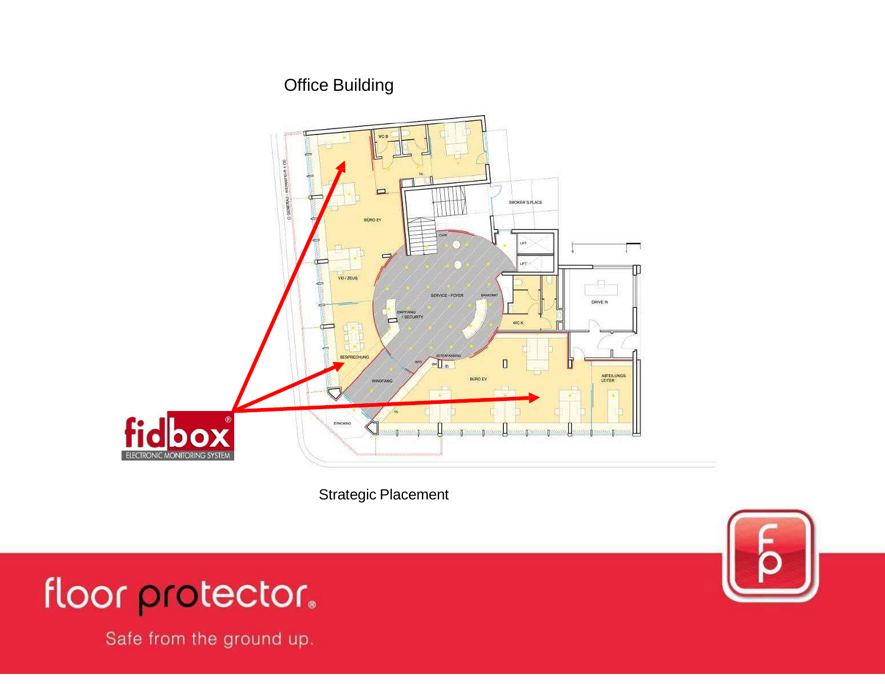# Office Building

Strategic Placement

floor protector.

Safe from the ground up.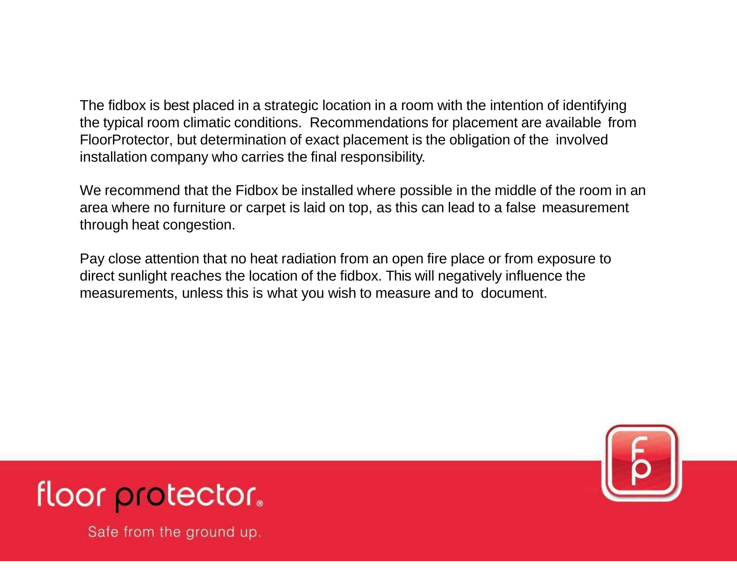The fidbox is best placed in a strategic location in a room with the intention of identifying the typical room climatic conditions. Recommendations for placement are available from FloorProtector, but determination of exact placement is the obligation of the involved installation company who carries the final responsibility.

We recommend that the Fidbox be installed where possible in the middle of the room in an area where no furniture or carpet is laid on top, as this can lead to a false measurement through heat congestion.

Pay close attention that no heat radiation from an open fire place or from exposure to direct sunlight reaches the location of the fidbox. This will negatively influence the measurements, unless this is what you wish to measure and to document.

floor protector.

Safe from the ground up.